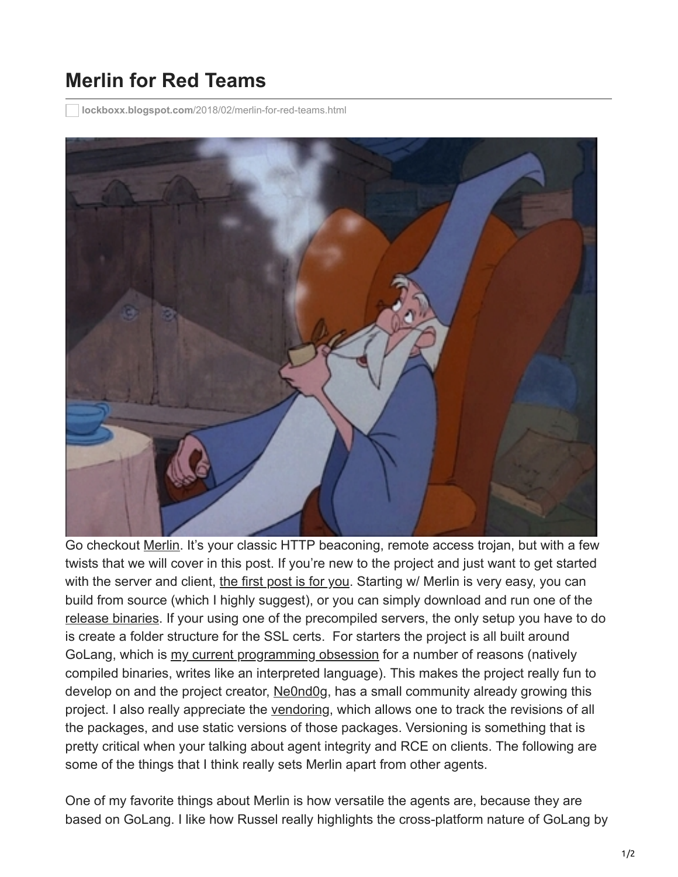# Merlin for Red Teams

lockboxx.blogspot.com/2018/02/merlin-for-red-teams.html

Go checkout Merlin. It's your classic HTTP beaconing, remote access trojan, but with a few twists that we will cover in this post. If you're new to the project and just want to get started with the server and client, the first post is for you. Starting w/ Merlin is very easy, you can build from source (which I highly suggest), or you can simply download and run one of the release binaries. If your using one of the precompiled servers, the only setup you have to do is create a folder structure for the SSL certs. For starters the project is all built around GoLang, which is my current programming obsession for a number of reasons (natively compiled binaries, writes like an interpreted language). This makes the project really fun to develop on and the project creator, Ne0nd0g, has a small community already growing this project. I also really appreciate the vendoring, which allows one to track the revisions of all the packages, and use static versions of those packages. Versioning is something that is pretty critical when your talking about agent integrity and RCE on clients. The following are some of the things that I think really sets Merlin apart from other agents.

One of my favorite things about Merlin is how versatile the agents are, because they are based on GoLang. I like how Russel really highlights the cross-platform nature of GoLang by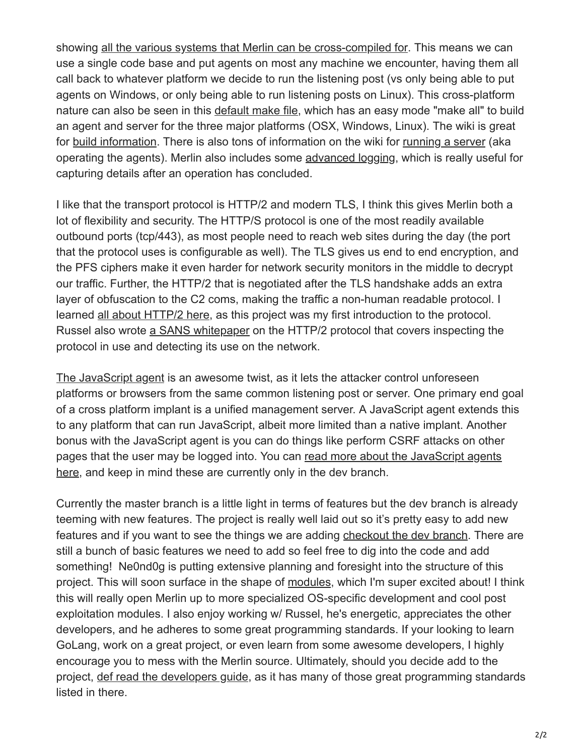showing all the various systems that Merlin can be cross-compiled for. This means we can use a single code base and put agents on most any machine we encounter, having them all call back to whatever platform we decide to run the listening post (vs only being able to put agents on Windows, or only being able to run listening posts on Linux). This cross-platform nature can also be seen in this default make file, which has an easy mode "make all" to build an agent and server for the three major platforms (OSX, Windows, Linux). The wiki is great for build information. There is also tons of information on the wiki for running a server (aka operating the agents). Merlin also includes some advanced logging, which is really useful for capturing details after an operation has concluded.

I like that the transport protocol is HTTP/2 and modern TLS, I think this gives Merlin both a lot of flexibility and security. The HTTP/S protocol is one of the most readily available outbound ports (tcp/443), as most people need to reach web sites during the day (the port that the protocol uses is configurable as well). The TLS gives us end to end encryption, and the PFS ciphers make it even harder for network security monitors in the middle to decrypt our traffic. Further, the HTTP/2 that is negotiated after the TLS handshake adds an extra layer of obfuscation to the C2 coms, making the traffic a non-human readable protocol. I learned all about HTTP/2 here, as this project was my first introduction to the protocol. Russel also wrote a SANS whitepaper on the HTTP/2 protocol that covers inspecting the protocol in use and detecting its use on the network.

The JavaScript agent is an awesome twist, as it lets the attacker control unforeseen platforms or browsers from the same common listening post or server. One primary end goal of a cross platform implant is a unified management server. A JavaScript agent extends this to any platform that can run JavaScript, albeit more limited than a native implant. Another bonus with the JavaScript agent is you can do things like perform CSRF attacks on other pages that the user may be logged into. You can read more about the JavaScript agents here, and keep in mind these are currently only in the dev branch.

Currently the master branch is a little light in terms of features but the dev branch is already teeming with new features. The project is really well laid out so it's pretty easy to add new features and if you want to see the things we are adding checkout the dev branch. There are still a bunch of basic features we need to add so feel free to dig into the code and add something! Ne0nd0g is putting extensive planning and foresight into the structure of this project. This will soon surface in the shape of modules, which I'm super excited about! I think this will really open Merlin up to more specialized OS-specific development and cool post exploitation modules. I also enjoy working w/ Russel, he's energetic, appreciates the other developers, and he adheres to some great programming standards. If your looking to learn GoLang, work on a great project, or even learn from some awesome developers, I highly encourage you to mess with the Merlin source. Ultimately, should you decide add to the project, def read the developers guide, as it has many of those great programming standards listed in there.